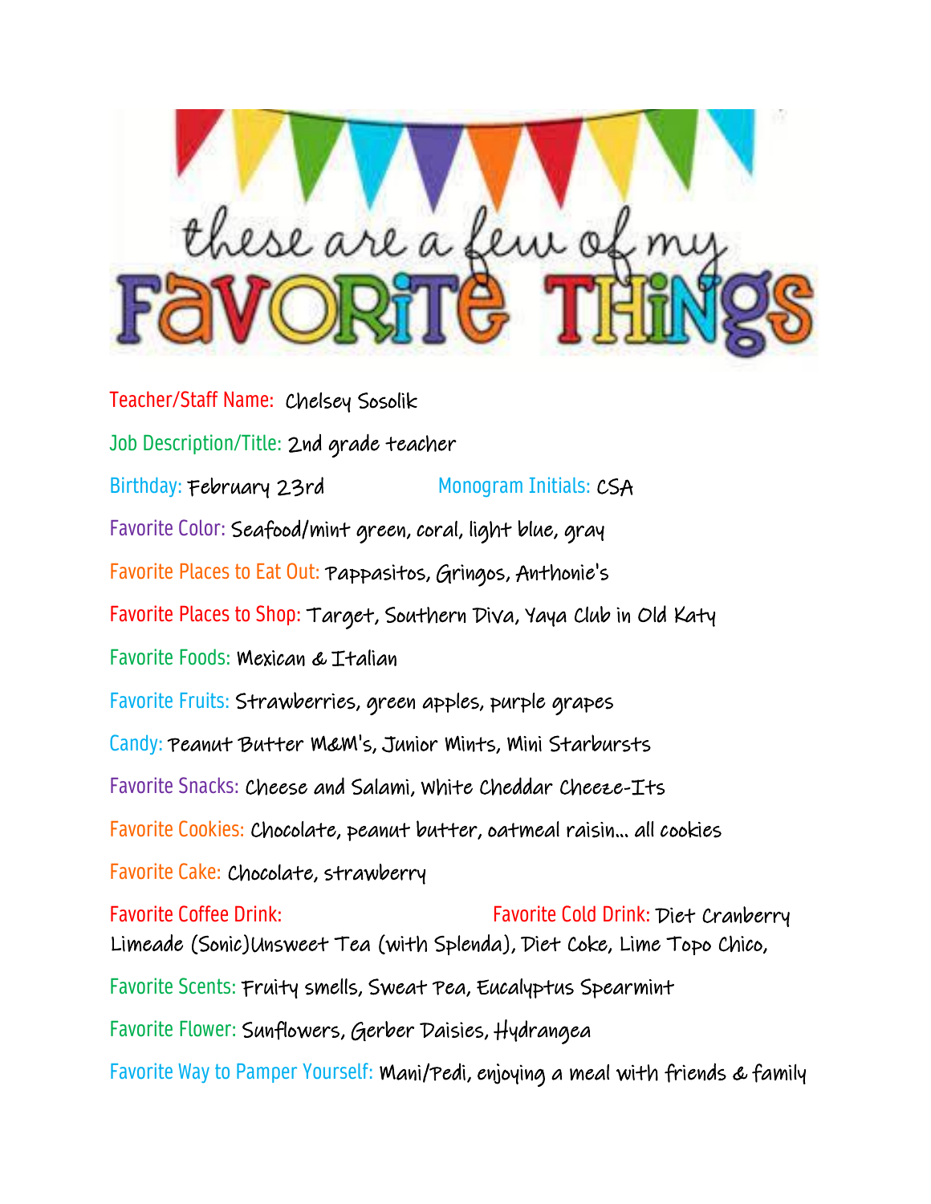# these are a few of my FAVORITE THINGS

**Teacher/Staff Name:** Chelsey Sosolik

**Job Description/Title:** 2nd grade teacher

**Birthday:** February 23rd **Monogram Initials:** CSA

**Favorite Color:** Seafood/mint green, coral, light blue, gray

**Favorite Places to Eat Out:** Pappasitos, Gringos, Anthonie's

**Favorite Places to Shop:** Target, Southern Diva, Yaya Club in Old Katy

**Favorite Foods:** Mexican & Italian

**Favorite Fruits:** Strawberries, green apples, purple grapes

**Candy:** Peanut Butter M&M's, Junior Mints, Mini Starbursts

**Favorite Snacks:** Cheese and Salami, White Cheddar Cheeze-Its

**Favorite Cookies:** Chocolate, peanut butter, oatmeal raisin… all cookies

**Favorite Cake:** Chocolate, strawberry

**Favorite Coffee Drink:** **Favorite Cold Drink:** Diet Cranberry Limeade (Sonic)Unsweet Tea (with Splenda), Diet Coke, Lime Topo Chico,

**Favorite Scents:** Fruity smells, Sweat Pea, Eucalyptus Spearmint

**Favorite Flower:** Sunflowers, Gerber Daisies, Hydrangea

**Favorite Way to Pamper Yourself:** Mani/Pedi, enjoying a meal with friends & family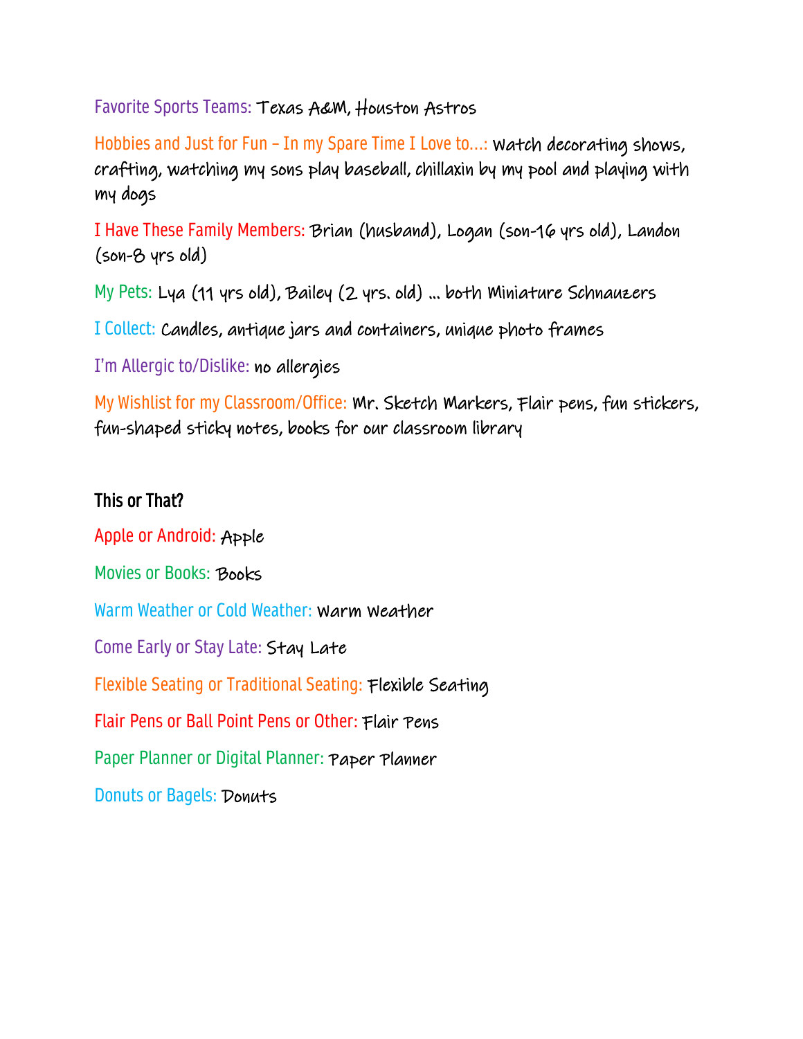Favorite Sports Teams: Texas A&M, Houston Astros

Hobbies and Just for Fun – In my Spare Time I Love to…: Watch decorating shows, crafting, watching my sons play baseball, chillaxin by my pool and playing with my dogs

I Have These Family Members: Brian (husband), Logan (son-16 yrs old), Landon (son-8 yrs old)

My Pets: Lya (11 yrs old), Bailey (2 yrs. old) … both Miniature Schnauzers

I Collect: Candles, antique jars and containers, unique photo frames

I'm Allergic to/Dislike: no allergies

My Wishlist for my Classroom/Office: Mr. Sketch Markers, Flair pens, fun stickers, fun-shaped sticky notes, books for our classroom library

**This or That?**

Apple or Android: Apple

Movies or Books: Books

Warm Weather or Cold Weather: Warm Weather

Come Early or Stay Late: Stay Late

Flexible Seating or Traditional Seating: Flexible Seating

Flair Pens or Ball Point Pens or Other: Flair Pens

Paper Planner or Digital Planner: Paper Planner

Donuts or Bagels: Donuts